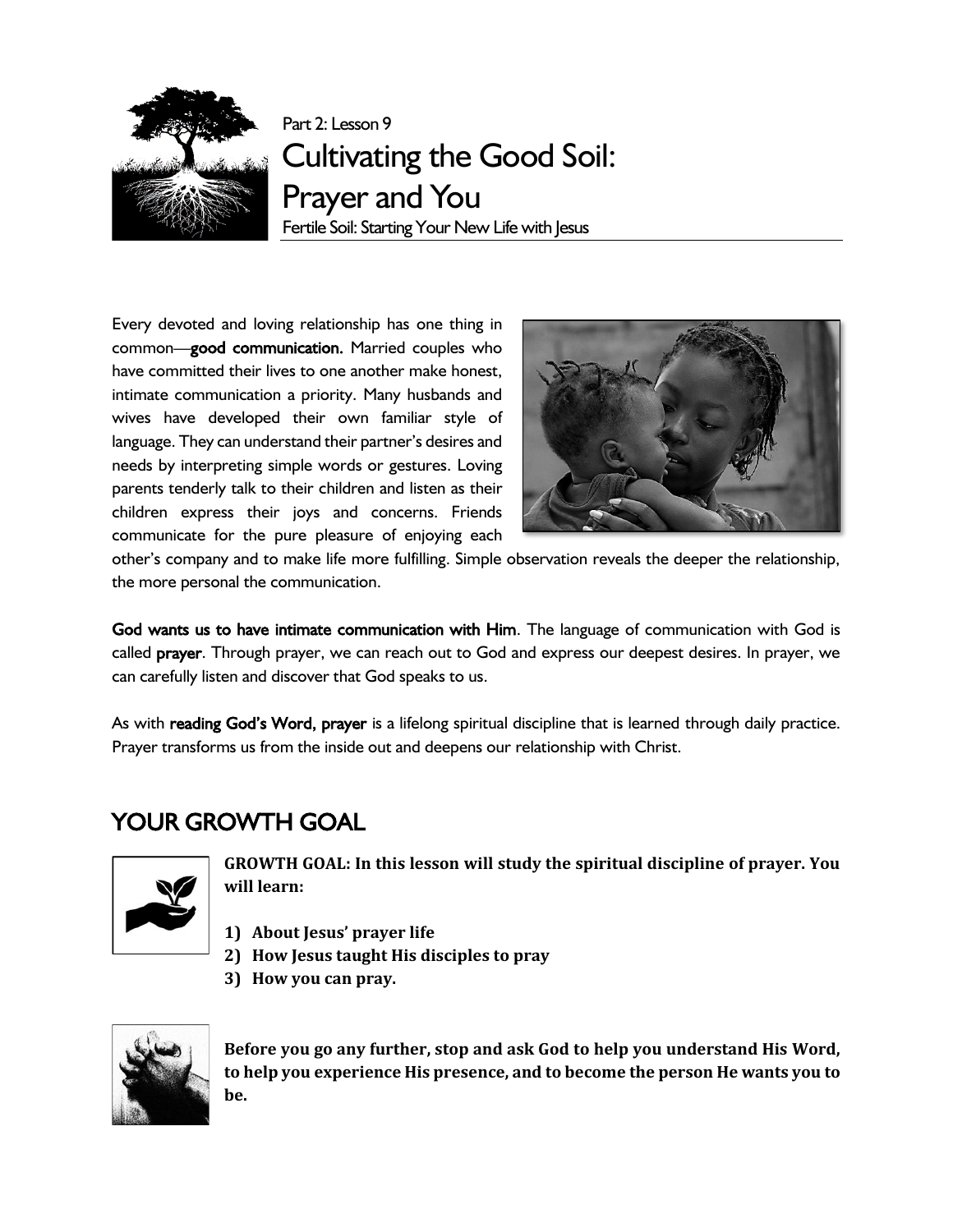Part 2: Lesson 9

# Cultivating the Good Soil: Prayer and You

Fertile Soil: Starting Your New Life with Jesus

Every devoted and loving relationship has one thing in common—**good communication.** Married couples who have committed their lives to one another make honest, intimate communication a priority. Many husbands and wives have developed their own familiar style of language. They can understand their partner's desires and needs by interpreting simple words or gestures. Loving parents tenderly talk to their children and listen as their children express their joys and concerns. Friends communicate for the pure pleasure of enjoying each other's company and to make life more fulfilling. Simple observation reveals the deeper the relationship, the more personal the communication.

**God wants us to have intimate communication with Him**. The language of communication with God is called **prayer**. Through prayer, we can reach out to God and express our deepest desires. In prayer, we can carefully listen and discover that God speaks to us.

As with **reading God's Word, prayer** is a lifelong spiritual discipline that is learned through daily practice. Prayer transforms us from the inside out and deepens our relationship with Christ.

## YOUR GROWTH GOAL

**GROWTH GOAL: In this lesson will study the spiritual discipline of prayer. You will learn:**

1) **About Jesus' prayer life**
2) **How Jesus taught His disciples to pray**
3) **How you can pray.**

**Before you go any further, stop and ask God to help you understand His Word, to help you experience His presence, and to become the person He wants you to be.**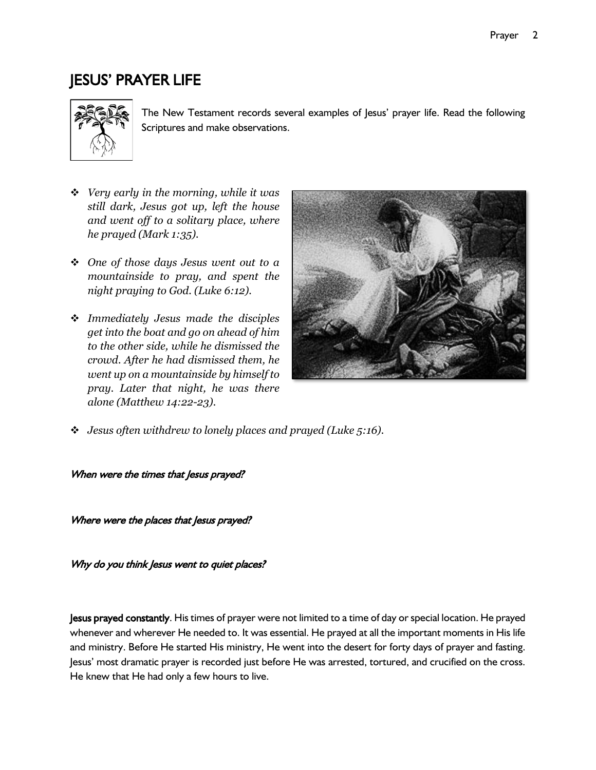# JESUS' PRAYER LIFE

The New Testament records several examples of Jesus' prayer life. Read the following Scriptures and make observations.

- *Very early in the morning, while it was still dark, Jesus got up, left the house and went off to a solitary place, where he prayed (Mark 1:35).*
- *One of those days Jesus went out to a mountainside to pray, and spent the night praying to God. (Luke 6:12).*
- *Immediately Jesus made the disciples get into the boat and go on ahead of him to the other side, while he dismissed the crowd. After he had dismissed them, he went up on a mountainside by himself to pray. Later that night, he was there alone (Matthew 14:22-23).*
- *Jesus often withdrew to lonely places and prayed (Luke 5:16).*

*When were the times that Jesus prayed?*

*Where were the places that Jesus prayed?*

*Why do you think Jesus went to quiet places?*

**Jesus prayed constantly**. His times of prayer were not limited to a time of day or special location. He prayed whenever and wherever He needed to. It was essential. He prayed at all the important moments in His life and ministry. Before He started His ministry, He went into the desert for forty days of prayer and fasting. Jesus' most dramatic prayer is recorded just before He was arrested, tortured, and crucified on the cross. He knew that He had only a few hours to live.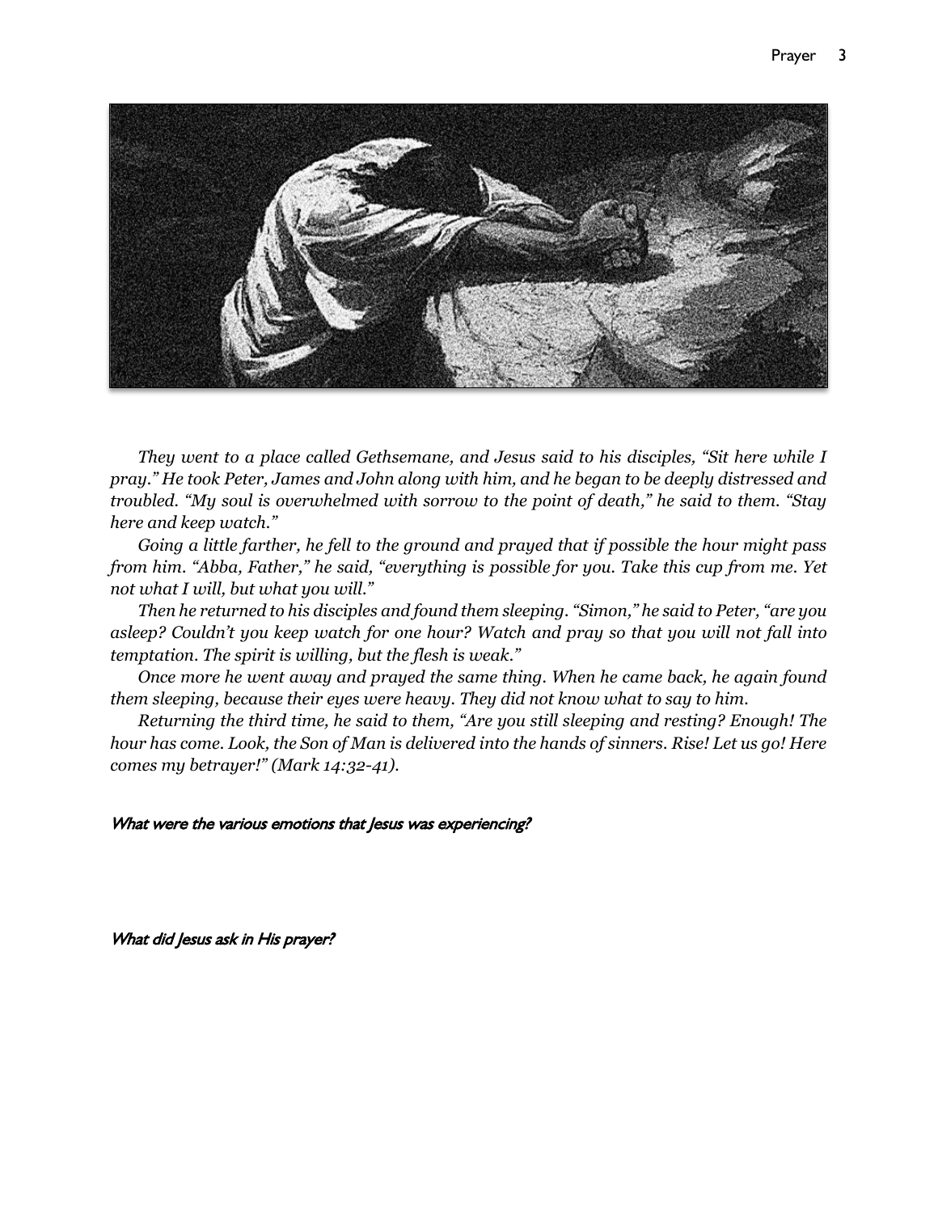*They went to a place called Gethsemane, and Jesus said to his disciples, "Sit here while I pray." He took Peter, James and John along with him, and he began to be deeply distressed and troubled. "My soul is overwhelmed with sorrow to the point of death," he said to them. "Stay here and keep watch."*

*Going a little farther, he fell to the ground and prayed that if possible the hour might pass from him. "Abba, Father," he said, "everything is possible for you. Take this cup from me. Yet not what I will, but what you will."*

*Then he returned to his disciples and found them sleeping. "Simon," he said to Peter, "are you asleep? Couldn't you keep watch for one hour? Watch and pray so that you will not fall into temptation. The spirit is willing, but the flesh is weak."*

*Once more he went away and prayed the same thing. When he came back, he again found them sleeping, because their eyes were heavy. They did not know what to say to him.*

*Returning the third time, he said to them, "Are you still sleeping and resting? Enough! The hour has come. Look, the Son of Man is delivered into the hands of sinners. Rise! Let us go! Here comes my betrayer!" (Mark 14:32-41).*

*What were the various emotions that Jesus was experiencing?*

*What did Jesus ask in His prayer?*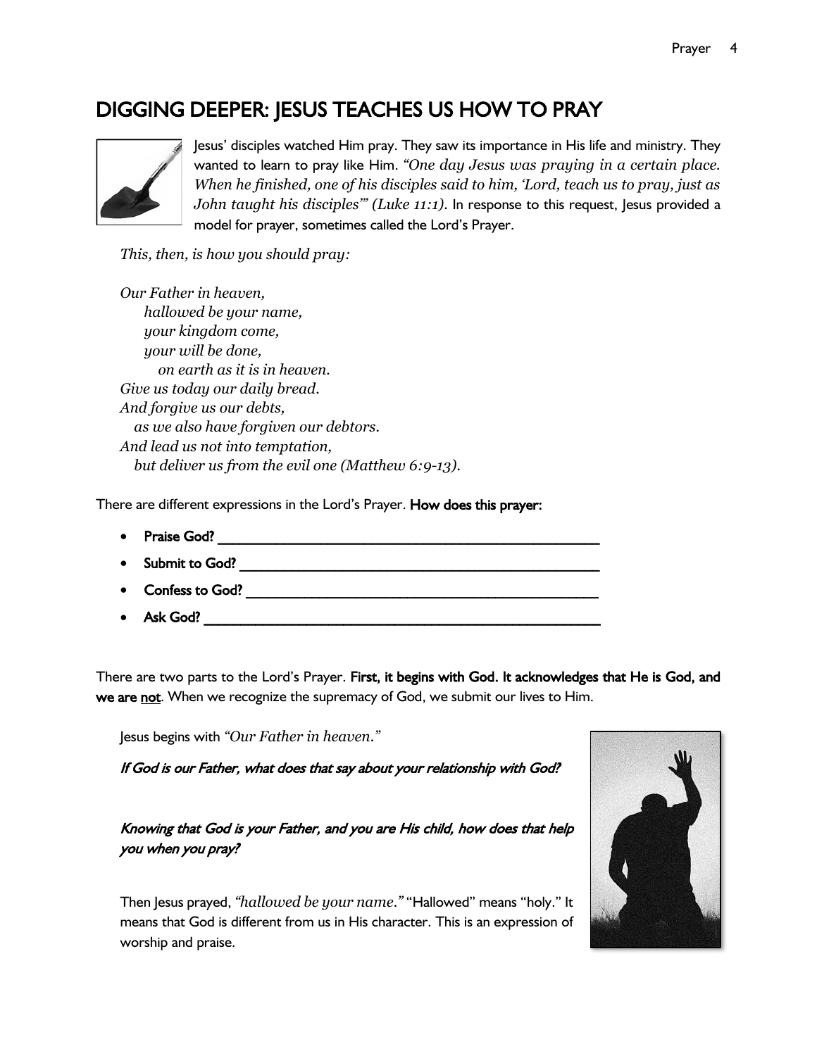## DIGGING DEEPER: JESUS TEACHES US HOW TO PRAY

Jesus' disciples watched Him pray. They saw its importance in His life and ministry. They wanted to learn to pray like Him. *"One day Jesus was praying in a certain place. When he finished, one of his disciples said to him, 'Lord, teach us to pray, just as John taught his disciples'" (Luke 11:1).* In response to this request, Jesus provided a model for prayer, sometimes called the Lord's Prayer.

*This, then, is how you should pray:*

*Our Father in heaven,*
*hallowed be your name,*
*your kingdom come,*
*your will be done,*
*on earth as it is in heaven.*
*Give us today our daily bread.*
*And forgive us our debts,*
*as we also have forgiven our debtors.*
*And lead us not into temptation,*
*but deliver us from the evil one (Matthew 6:9-13).*

There are different expressions in the Lord's Prayer. **How does this prayer:**

- **Praise God?** ______________________________________________
- **Submit to God?** ___________________________________________
- **Confess to God?** __________________________________________
- **Ask God?** _______________________________________________

There are two parts to the Lord's Prayer. **First, it begins with God. It acknowledges that He is God, and we are <u>not</u>**. When we recognize the supremacy of God, we submit our lives to Him.

Jesus begins with *"Our Father in heaven."*

***If God is our Father, what does that say about your relationship with God?***

***Knowing that God is your Father, and you are His child, how does that help you when you pray?***

Then Jesus prayed, *"hallowed be your name."* "Hallowed" means "holy." It means that God is different from us in His character. This is an expression of worship and praise.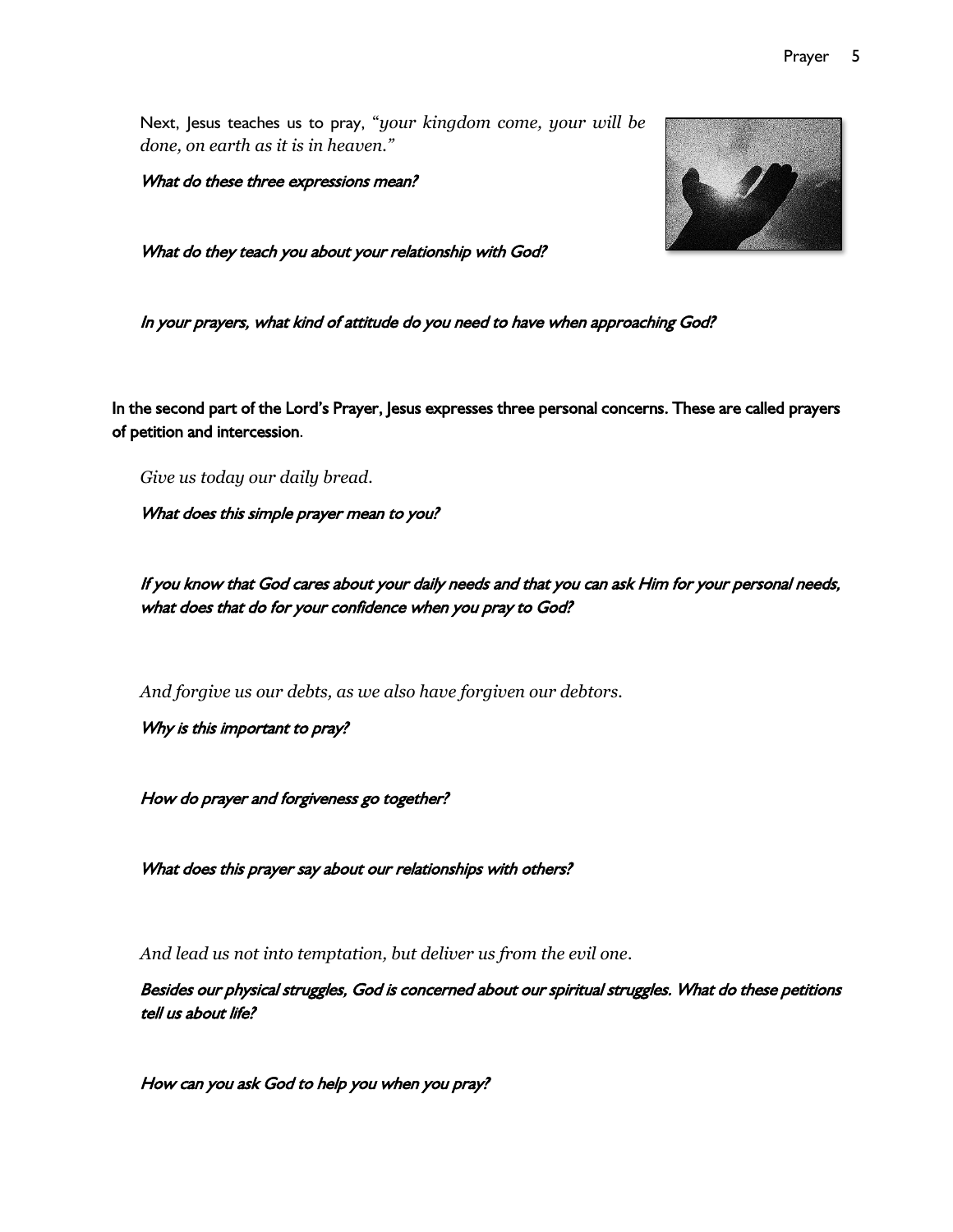Next, Jesus teaches us to pray, "*your kingdom come, your will be done, on earth as it is in heaven.*"

*What do these three expressions mean?*

*What do they teach you about your relationship with God?*

*In your prayers, what kind of attitude do you need to have when approaching God?*

**In the second part of the Lord's Prayer, Jesus expresses three personal concerns. These are called prayers of petition and intercession.**

*Give us today our daily bread.*

*What does this simple prayer mean to you?*

*If you know that God cares about your daily needs and that you can ask Him for your personal needs, what does that do for your confidence when you pray to God?*

*And forgive us our debts, as we also have forgiven our debtors.*

*Why is this important to pray?*

*How do prayer and forgiveness go together?*

*What does this prayer say about our relationships with others?*

*And lead us not into temptation, but deliver us from the evil one.*

*Besides our physical struggles, God is concerned about our spiritual struggles. What do these petitions tell us about life?*

*How can you ask God to help you when you pray?*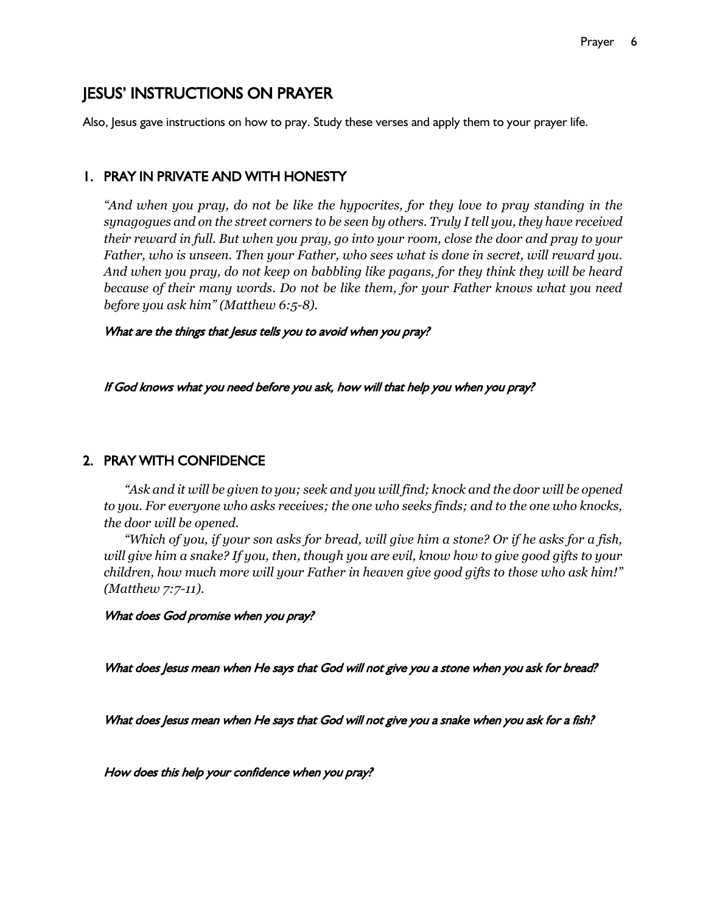## JESUS' INSTRUCTIONS ON PRAYER

Also, Jesus gave instructions on how to pray. Study these verses and apply them to your prayer life.

### 1. PRAY IN PRIVATE AND WITH HONESTY

*"And when you pray, do not be like the hypocrites, for they love to pray standing in the synagogues and on the street corners to be seen by others. Truly I tell you, they have received their reward in full. But when you pray, go into your room, close the door and pray to your Father, who is unseen. Then your Father, who sees what is done in secret, will reward you. And when you pray, do not keep on babbling like pagans, for they think they will be heard because of their many words. Do not be like them, for your Father knows what you need before you ask him" (Matthew 6:5-8).*

*What are the things that Jesus tells you to avoid when you pray?*

*If God knows what you need before you ask, how will that help you when you pray?*

### 2. PRAY WITH CONFIDENCE

*"Ask and it will be given to you; seek and you will find; knock and the door will be opened to you. For everyone who asks receives; the one who seeks finds; and to the one who knocks, the door will be opened.*

*"Which of you, if your son asks for bread, will give him a stone? Or if he asks for a fish, will give him a snake? If you, then, though you are evil, know how to give good gifts to your children, how much more will your Father in heaven give good gifts to those who ask him!" (Matthew 7:7-11).*

*What does God promise when you pray?*

*What does Jesus mean when He says that God will not give you a stone when you ask for bread?*

*What does Jesus mean when He says that God will not give you a snake when you ask for a fish?*

*How does this help your confidence when you pray?*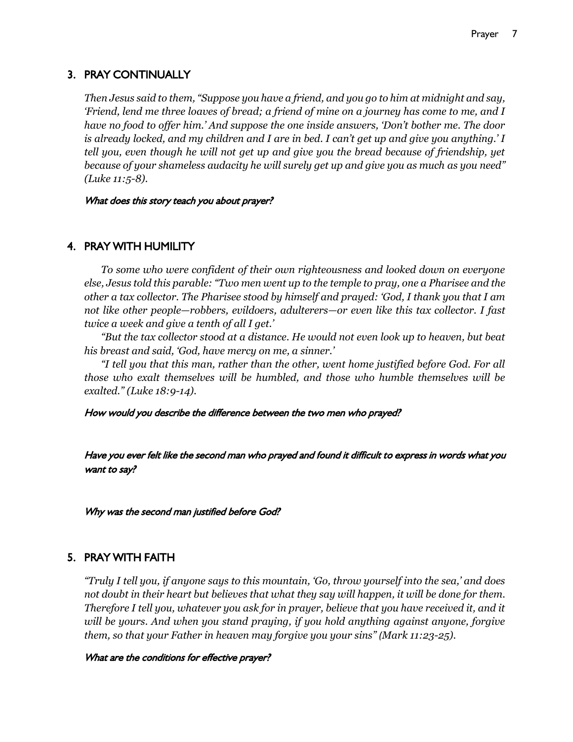## 3. PRAY CONTINUALLY

*Then Jesus said to them, "Suppose you have a friend, and you go to him at midnight and say, 'Friend, lend me three loaves of bread; a friend of mine on a journey has come to me, and I have no food to offer him.' And suppose the one inside answers, 'Don't bother me. The door is already locked, and my children and I are in bed. I can't get up and give you anything.' I tell you, even though he will not get up and give you the bread because of friendship, yet because of your shameless audacity he will surely get up and give you as much as you need" (Luke 11:5-8).*

***What does this story teach you about prayer?***

## 4. PRAY WITH HUMILITY

*To some who were confident of their own righteousness and looked down on everyone else, Jesus told this parable: "Two men went up to the temple to pray, one a Pharisee and the other a tax collector. The Pharisee stood by himself and prayed: 'God, I thank you that I am not like other people—robbers, evildoers, adulterers—or even like this tax collector. I fast twice a week and give a tenth of all I get.'*

*"But the tax collector stood at a distance. He would not even look up to heaven, but beat his breast and said, 'God, have mercy on me, a sinner.'*

*"I tell you that this man, rather than the other, went home justified before God. For all those who exalt themselves will be humbled, and those who humble themselves will be exalted." (Luke 18:9-14).*

***How would you describe the difference between the two men who prayed?***

***Have you ever felt like the second man who prayed and found it difficult to express in words what you want to say?***

***Why was the second man justified before God?***

## 5. PRAY WITH FAITH

*"Truly I tell you, if anyone says to this mountain, 'Go, throw yourself into the sea,' and does not doubt in their heart but believes that what they say will happen, it will be done for them. Therefore I tell you, whatever you ask for in prayer, believe that you have received it, and it will be yours. And when you stand praying, if you hold anything against anyone, forgive them, so that your Father in heaven may forgive you your sins" (Mark 11:23-25).*

***What are the conditions for effective prayer?***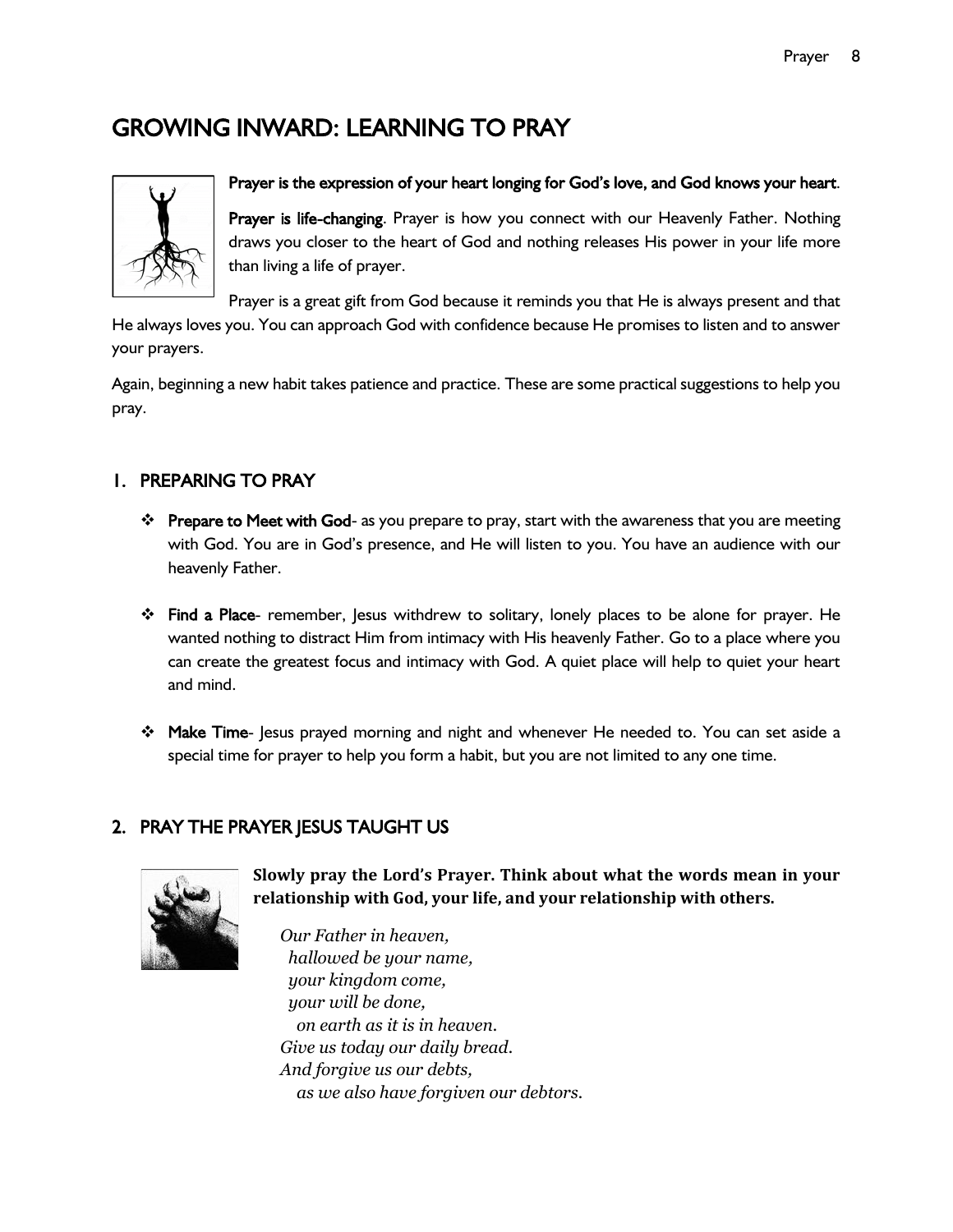# GROWING INWARD: LEARNING TO PRAY

**Prayer is the expression of your heart longing for God's love, and God knows your heart**.

**Prayer is life-changing**. Prayer is how you connect with our Heavenly Father. Nothing draws you closer to the heart of God and nothing releases His power in your life more than living a life of prayer.

Prayer is a great gift from God because it reminds you that He is always present and that He always loves you. You can approach God with confidence because He promises to listen and to answer your prayers.

Again, beginning a new habit takes patience and practice. These are some practical suggestions to help you pray.

## 1. PREPARING TO PRAY

- **Prepare to Meet with God**- as you prepare to pray, start with the awareness that you are meeting with God. You are in God's presence, and He will listen to you. You have an audience with our heavenly Father.

- **Find a Place**- remember, Jesus withdrew to solitary, lonely places to be alone for prayer. He wanted nothing to distract Him from intimacy with His heavenly Father. Go to a place where you can create the greatest focus and intimacy with God. A quiet place will help to quiet your heart and mind.

- **Make Time**- Jesus prayed morning and night and whenever He needed to. You can set aside a special time for prayer to help you form a habit, but you are not limited to any one time.

## 2. PRAY THE PRAYER JESUS TAUGHT US

**Slowly pray the Lord's Prayer. Think about what the words mean in your relationship with God, your life, and your relationship with others.**

*Our Father in heaven,*
*hallowed be your name,*
*your kingdom come,*
*your will be done,*
*on earth as it is in heaven.*
*Give us today our daily bread.*
*And forgive us our debts,*
*as we also have forgiven our debtors.*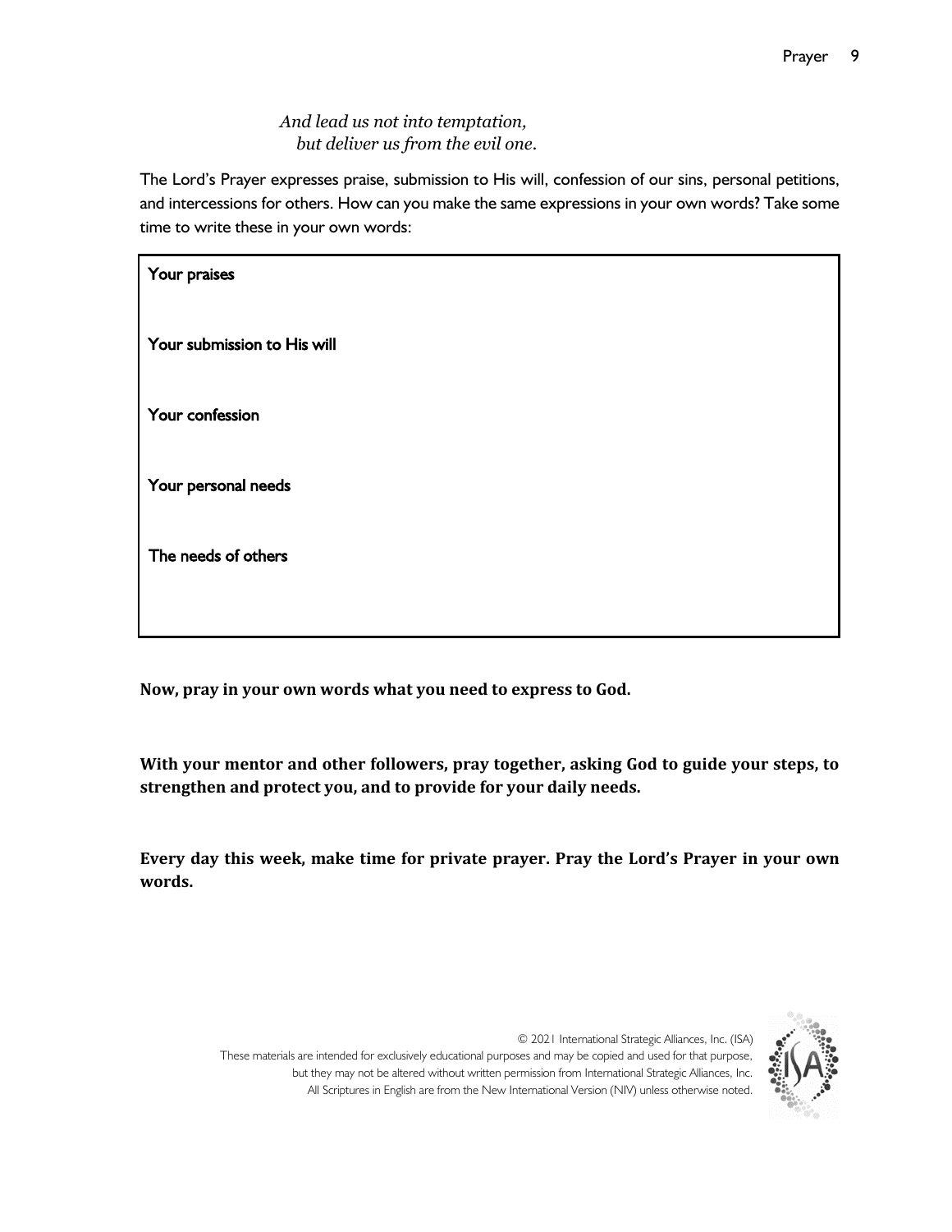*And lead us not into temptation,*
*but deliver us from the evil one.*

The Lord's Prayer expresses praise, submission to His will, confession of our sins, personal petitions, and intercessions for others. How can you make the same expressions in your own words? Take some time to write these in your own words:

| |
|---|
| Your praises |
| Your submission to His will |
| Your confession |
| Your personal needs |
| The needs of others |

**Now, pray in your own words what you need to express to God.**

**With your mentor and other followers, pray together, asking God to guide your steps, to strengthen and protect you, and to provide for your daily needs.**

**Every day this week, make time for private prayer. Pray the Lord's Prayer in your own words.**

© 2021 International Strategic Alliances, Inc. (ISA)
These materials are intended for exclusively educational purposes and may be copied and used for that purpose, but they may not be altered without written permission from International Strategic Alliances, Inc.
All Scriptures in English are from the New International Version (NIV) unless otherwise noted.